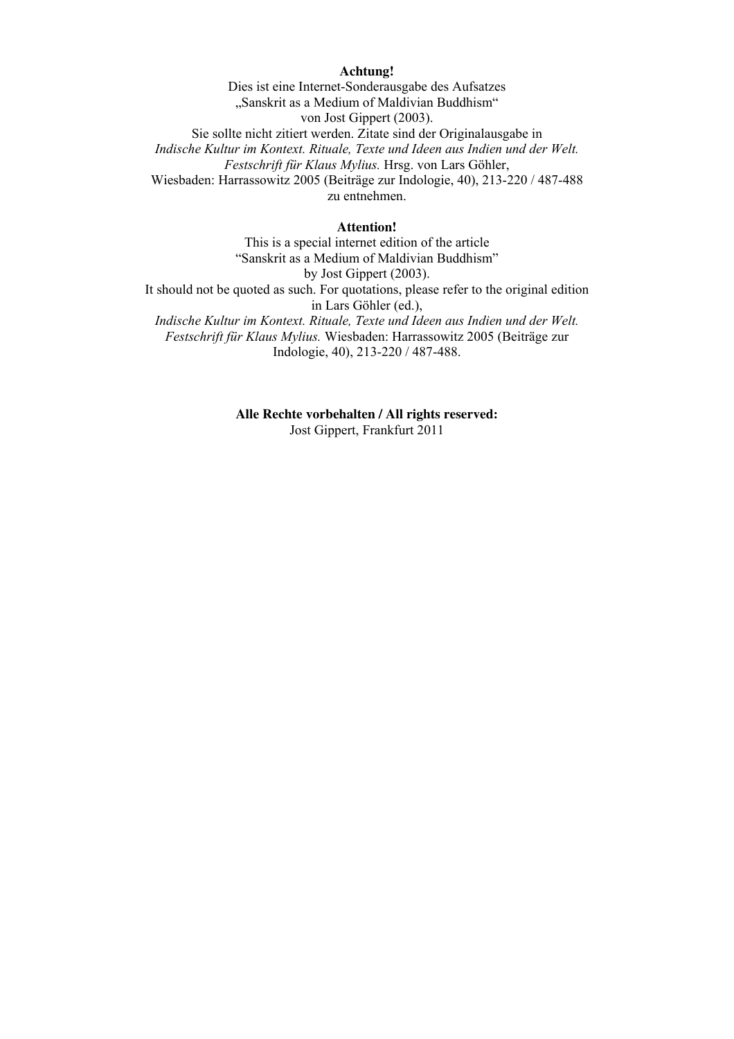**Achtung!**

Dies ist eine Internet-Sonderausgabe des Aufsatzes
„Sanskrit as a Medium of Maldivian Buddhism"
von Jost Gippert (2003).
Sie sollte nicht zitiert werden. Zitate sind der Originalausgabe in
*Indische Kultur im Kontext. Rituale, Texte und Ideen aus Indien und der Welt. Festschrift für Klaus Mylius.* Hrsg. von Lars Göhler,
Wiesbaden: Harrassowitz 2005 (Beiträge zur Indologie, 40), 213-220 / 487-488
zu entnehmen.

**Attention!**

This is a special internet edition of the article
"Sanskrit as a Medium of Maldivian Buddhism"
by Jost Gippert (2003).
It should not be quoted as such. For quotations, please refer to the original edition
in Lars Göhler (ed.),
*Indische Kultur im Kontext. Rituale, Texte und Ideen aus Indien und der Welt. Festschrift für Klaus Mylius.* Wiesbaden: Harrassowitz 2005 (Beiträge zur Indologie, 40), 213-220 / 487-488.

**Alle Rechte vorbehalten / All rights reserved:**
Jost Gippert, Frankfurt 2011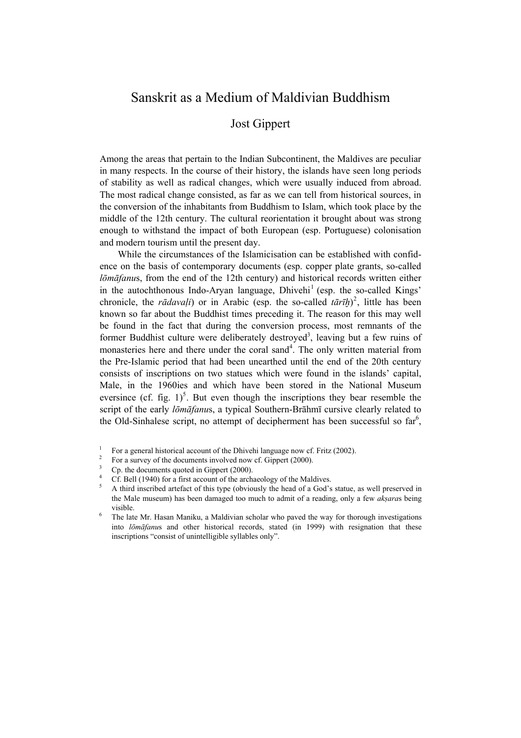#### Sanskrit as a Medium of Maldivian Buddhism

Jost Gippert

Among the areas that pertain to the Indian Subcontinent, the Maldives are peculiar in many respects. In the course of their history, the islands have seen long periods of stability as well as radical changes, which were usually induced from abroad. The most radical change consisted, as far as we can tell from historical sources, in the conversion of the inhabitants from Buddhism to Islam, which took place by the middle of the 12th century. The cultural reorientation it brought about was strong enough to withstand the impact of both European (esp. Portuguese) colonisation and modern tourism until the present day.

While the circumstances of the Islamicisation can be established with confidence on the basis of contemporary documents (esp. copper plate grants, so-called *lōmāfanu*s, from the end of the 12th century) and historical records written either in the autochthonous Indo-Aryan language, Dhivehi[1] (esp. the so-called Kings' chronicle, the *rādavaḷi*) or in Arabic (esp. the so-called *tārīḫ*)[2], little has been known so far about the Buddhist times preceding it. The reason for this may well be found in the fact that during the conversion process, most remnants of the former Buddhist culture were deliberately destroyed[3], leaving but a few ruins of monasteries here and there under the coral sand[4]. The only written material from the Pre-Islamic period that had been unearthed until the end of the 20th century consists of inscriptions on two statues which were found in the islands' capital, Male, in the 1960ies and which have been stored in the National Museum eversince (cf. fig. 1)[5]. But even though the inscriptions they bear resemble the script of the early *lōmāfanu*s, a typical Southern-Brāhmī cursive clearly related to the Old-Sinhalese script, no attempt of decipherment has been successful so far[6],

---

[1] For a general historical account of the Dhivehi language now cf. Fritz (2002).

[2] For a survey of the documents involved now cf. Gippert (2000).

[3] Cp. the documents quoted in Gippert (2000).

[4] Cf. Bell (1940) for a first account of the archaeology of the Maldives.

[5] A third inscribed artefact of this type (obviously the head of a God's statue, as well preserved in the Male museum) has been damaged too much to admit of a reading, only a few *akṣara*s being visible.

[6] The late Mr. Hasan Maniku, a Maldivian scholar who paved the way for thorough investigations into *lōmāfanu*s and other historical records, stated (in 1999) with resignation that these inscriptions "consist of unintelligible syllables only".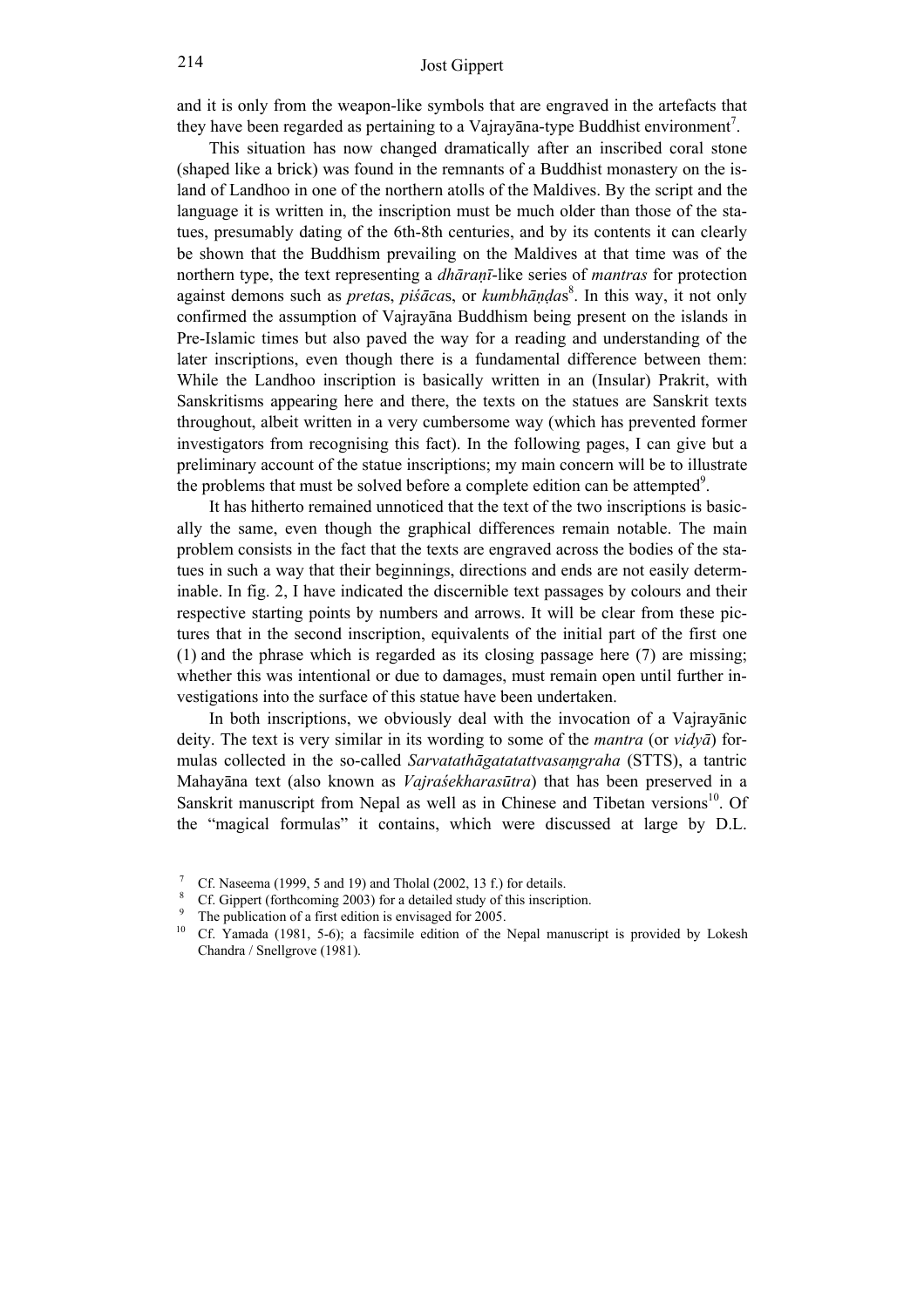and it is only from the weapon-like symbols that are engraved in the artefacts that they have been regarded as pertaining to a Vajrayāna-type Buddhist environment[7].

This situation has now changed dramatically after an inscribed coral stone (shaped like a brick) was found in the remnants of a Buddhist monastery on the island of Landhoo in one of the northern atolls of the Maldives. By the script and the language it is written in, the inscription must be much older than those of the statues, presumably dating of the 6th-8th centuries, and by its contents it can clearly be shown that the Buddhism prevailing on the Maldives at that time was of the northern type, the text representing a *dhāraṇī*-like series of *mantras* for protection against demons such as *preta*s, *piśāca*s, or *kumbhāṇḍa*s[8]. In this way, it not only confirmed the assumption of Vajrayāna Buddhism being present on the islands in Pre-Islamic times but also paved the way for a reading and understanding of the later inscriptions, even though there is a fundamental difference between them: While the Landhoo inscription is basically written in an (Insular) Prakrit, with Sanskritisms appearing here and there, the texts on the statues are Sanskrit texts throughout, albeit written in a very cumbersome way (which has prevented former investigators from recognising this fact). In the following pages, I can give but a preliminary account of the statue inscriptions; my main concern will be to illustrate the problems that must be solved before a complete edition can be attempted[9].

It has hitherto remained unnoticed that the text of the two inscriptions is basically the same, even though the graphical differences remain notable. The main problem consists in the fact that the texts are engraved across the bodies of the statues in such a way that their beginnings, directions and ends are not easily determinable. In fig. 2, I have indicated the discernible text passages by colours and their respective starting points by numbers and arrows. It will be clear from these pictures that in the second inscription, equivalents of the initial part of the first one (1) and the phrase which is regarded as its closing passage here (7) are missing; whether this was intentional or due to damages, must remain open until further investigations into the surface of this statue have been undertaken.

In both inscriptions, we obviously deal with the invocation of a Vajrayānic deity. The text is very similar in its wording to some of the *mantra* (or *vidyā*) formulas collected in the so-called *Sarvatathāgatatattvasaṃgraha* (STTS), a tantric Mahayāna text (also known as *Vajraśekharasūtra*) that has been preserved in a Sanskrit manuscript from Nepal as well as in Chinese and Tibetan versions[10]. Of the "magical formulas" it contains, which were discussed at large by D.L.

[7] Cf. Naseema (1999, 5 and 19) and Tholal (2002, 13 f.) for details.

[8] Cf. Gippert (forthcoming 2003) for a detailed study of this inscription.

[9] The publication of a first edition is envisaged for 2005.

[10] Cf. Yamada (1981, 5-6); a facsimile edition of the Nepal manuscript is provided by Lokesh Chandra / Snellgrove (1981).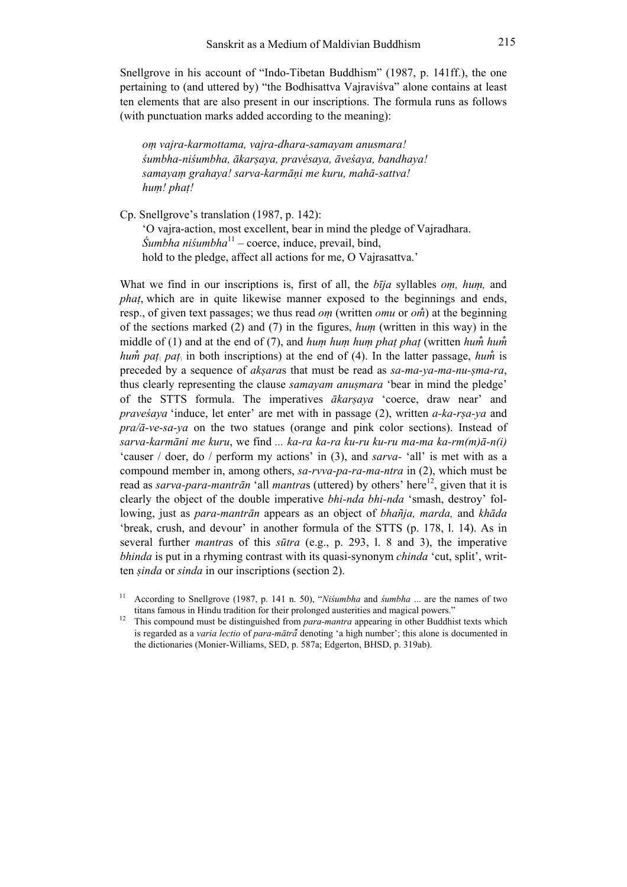Snellgrove in his account of "Indo-Tibetan Buddhism" (1987, p. 141ff.), the one pertaining to (and uttered by) "the Bodhisattva Vajraviśva" alone contains at least ten elements that are also present in our inscriptions. The formula runs as follows (with punctuation marks added according to the meaning):

> *oṃ vajra-karmottama, vajra-dhara-samayam anusmara!*
> *śumbha-niśumbha, ākarṣaya, pravésaya, āveśaya, bandhaya!*
> *samayaṃ grahaya! sarva-karmāṇi me kuru, mahā-sattva!*
> *huṃ! phaṭ!*

Cp. Snellgrove's translation (1987, p. 142):

> 'O vajra-action, most excellent, bear in mind the pledge of Vajradhara.
> *Śumbha niśumbha*[11] – coerce, induce, prevail, bind,
> hold to the pledge, affect all actions for me, O Vajrasattva.'

What we find in our inscriptions is, first of all, the *bīja* syllables *oṃ, huṃ,* and *phaṭ*, which are in quite likewise manner exposed to the beginnings and ends, resp., of given text passages; we thus read *oṃ* (written *omu* or *oṁ̥*) at the beginning of the sections marked (2) and (7) in the figures, *huṃ* (written in this way) in the middle of (1) and at the end of (7), and *huṃ huṃ huṃ phaṭ phaṭ* (written *huṁ̥ huṁ̥ huṁ̥ paṭ\ paṭ\* in both inscriptions) at the end of (4). In the latter passage, *huṁ̥* is preceded by a sequence of *akṣara*s that must be read as *sa-ma-ya-ma-nu-ṣma-ra*, thus clearly representing the clause *samayam anuṣmara* 'bear in mind the pledge' of the STTS formula. The imperatives *ākarṣaya* 'coerce, draw near' and *praveśaya* 'induce, let enter' are met with in passage (2), written *a-ka-rṣa-ya* and *pra/ā-ve-sa-ya* on the two statues (orange and pink color sections). Instead of *sarva-karmāni me kuru*, we find *... ka-ra ka-ra ku-ru ku-ru ma-ma ka-rm(m)ā-n(i)* 'causer / doer, do / perform my actions' in (3), and *sarva-* 'all' is met with as a compound member in, among others, *sa-rvva-pa-ra-ma-ntra* in (2), which must be read as *sarva-para-mantrān* 'all *mantra*s (uttered) by others' here[12], given that it is clearly the object of the double imperative *bhi-nda bhi-nda* 'smash, destroy' following, just as *para-mantrān* appears as an object of *bhañja, marda,* and *khāda* 'break, crush, and devour' in another formula of the STTS (p. 178, l. 14). As in several further *mantra*s of this *sūtra* (e.g., p. 293, l. 8 and 3), the imperative *bhinda* is put in a rhyming contrast with its quasi-synonym *chinda* 'cut, split', written *ṣinda* or *sinda* in our inscriptions (section 2).

[11] According to Snellgrove (1987, p. 141 n. 50), "*Niśumbha* and *śumbha* ... are the names of two titans famous in Hindu tradition for their prolonged austerities and magical powers."

[12] This compound must be distinguished from *para-mantra* appearing in other Buddhist texts which is regarded as a *varia lectio* of *para-mātrā̆* denoting 'a high number'; this alone is documented in the dictionaries (Monier-Williams, SED, p. 587a; Edgerton, BHSD, p. 319ab).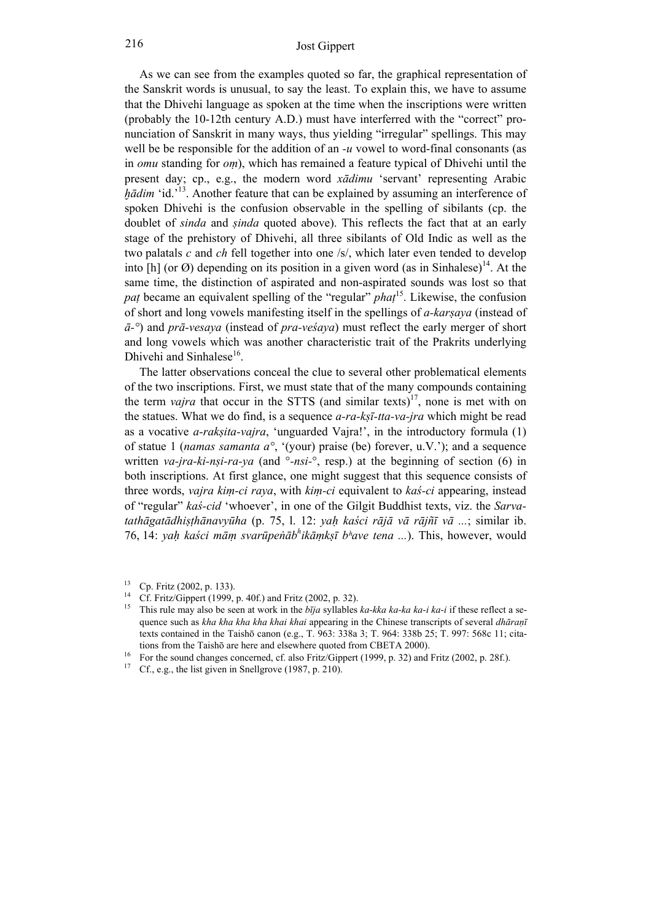As we can see from the examples quoted so far, the graphical representation of the Sanskrit words is unusual, to say the least. To explain this, we have to assume that the Dhivehi language as spoken at the time when the inscriptions were written (probably the 10-12th century A.D.) must have interferred with the "correct" pronunciation of Sanskrit in many ways, thus yielding "irregular" spellings. This may well be be responsible for the addition of an *-u* vowel to word-final consonants (as in *omu* standing for *oṃ*), which has remained a feature typical of Dhivehi until the present day; cp., e.g., the modern word *xādimu* 'servant' representing Arabic *ḫādim* 'id.'[13]. Another feature that can be explained by assuming an interference of spoken Dhivehi is the confusion observable in the spelling of sibilants (cp. the doublet of *sinda* and *ṣinda* quoted above). This reflects the fact that at an early stage of the prehistory of Dhivehi, all three sibilants of Old Indic as well as the two palatals *c* and *ch* fell together into one /s/, which later even tended to develop into [h] (or Ø) depending on its position in a given word (as in Sinhalese)[14]. At the same time, the distinction of aspirated and non-aspirated sounds was lost so that *paṭ* became an equivalent spelling of the "regular" *phaṭ*[15]. Likewise, the confusion of short and long vowels manifesting itself in the spellings of *a-karṣaya* (instead of *ā-°*) and *prā-vesaya* (instead of *pra-veśaya*) must reflect the early merger of short and long vowels which was another characteristic trait of the Prakrits underlying Dhivehi and Sinhalese[16].

The latter observations conceal the clue to several other problematical elements of the two inscriptions. First, we must state that of the many compounds containing the term *vajra* that occur in the STTS (and similar texts)[17], none is met with on the statues. What we do find, is a sequence *a-ra-kṣī-tta-va-jra* which might be read as a vocative *a-rakṣita-vajra*, 'unguarded Vajra!', in the introductory formula (1) of statue 1 (*namas samanta a°*, '(your) praise (be) forever, u.V.'); and a sequence written *va-jra-ki-nṣi-ra-ya* (and *°-nsi-°*, resp.) at the beginning of section (6) in both inscriptions. At first glance, one might suggest that this sequence consists of three words, *vajra kiṃ-ci raya*, with *kiṃ-ci* equivalent to *kaś-ci* appearing, instead of "regular" *kaś-cid* 'whoever', in one of the Gilgit Buddhist texts, viz. the *Sarvatathāgatādhiṣṭhānavyūha* (p. 75, l. 12: *yaḥ kaści rājā vā rājñī vā ...*; similar ib. 76, 14: *yaḥ kaści māṃ svarūpeṅāb^hikāṃkṣī b^have tena ...*). This, however, would

---

[13] Cp. Fritz (2002, p. 133).

[14] Cf. Fritz/Gippert (1999, p. 40f.) and Fritz (2002, p. 32).

[15] This rule may also be seen at work in the *bīja* syllables *ka-kka ka-ka ka-i ka-i* if these reflect a sequence such as *kha kha kha kha khai khai* appearing in the Chinese transcripts of several *dhāraṇī* texts contained in the Taishō canon (e.g., T. 963: 338a 3; T. 964: 338b 25; T. 997: 568c 11; citations from the Taishō are here and elsewhere quoted from CBETA 2000).

[16] For the sound changes concerned, cf. also Fritz/Gippert (1999, p. 32) and Fritz (2002, p. 28f.).

[17] Cf., e.g., the list given in Snellgrove (1987, p. 210).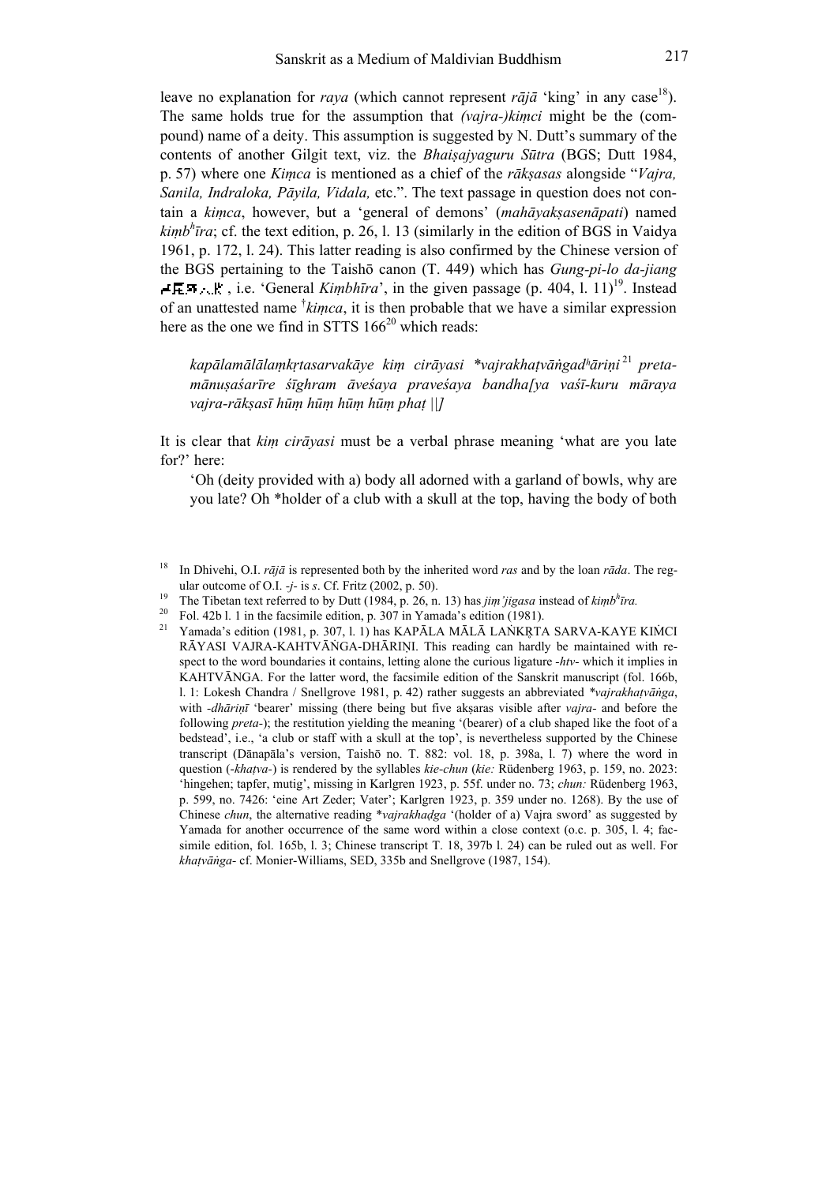leave no explanation for *raya* (which cannot represent *rājā* 'king' in any case[18]). The same holds true for the assumption that *(vajra-)kiṃci* might be the (compound) name of a deity. This assumption is suggested by N. Dutt's summary of the contents of another Gilgit text, viz. the *Bhaiṣajyaguru Sūtra* (BGS; Dutt 1984, p. 57) where one *Kiṃca* is mentioned as a chief of the *rākṣasas* alongside "*Vajra, Sanila, Indraloka, Pāyila, Vidala,* etc.". The text passage in question does not contain a *kiṃca*, however, but a 'general of demons' (*mahāyakṣasenāpati*) named *kiṃbʰīra*; cf. the text edition, p. 26, l. 13 (similarly in the edition of BGS in Vaidya 1961, p. 172, l. 24). This latter reading is also confirmed by the Chinese version of the BGS pertaining to the Taishō canon (T. 449) which has *Gung-pi-lo da-jiang* 宮毘羅大將, i.e. 'General *Kiṃbhīra*', in the given passage (p. 404, l. 11)[19]. Instead of an unattested name †*kiṃca*, it is then probable that we have a similar expression here as the one we find in STTS 166[20] which reads:

> *kapālamālālaṃkṛtasarvakāye kiṃ cirāyasi \*vajrakhaṭvāṅgadʰāriṇi*[21] *preta-mānuṣaśarīre śīghram āveśaya praveśaya bandha[ya vaśī-kuru māraya vajra-rākṣasī hūṃ hūṃ hūṃ hūṃ phaṭ ||]*

It is clear that *kiṃ cirāyasi* must be a verbal phrase meaning 'what are you late for?' here:

> 'Oh (deity provided with a) body all adorned with a garland of bowls, why are you late? Oh \*holder of a club with a skull at the top, having the body of both

---

[18] In Dhivehi, O.I. *rājā* is represented both by the inherited word *ras* and by the loan *rāda*. The regular outcome of O.I. *-j-* is *s*. Cf. Fritz (2002, p. 50).

[19] The Tibetan text referred to by Dutt (1984, p. 26, n. 13) has *jiṃ'jigasa* instead of *kiṃbʰīra.*

[20] Fol. 42b l. 1 in the facsimile edition, p. 307 in Yamada's edition (1981).

[21] Yamada's edition (1981, p. 307, l. 1) has KAPĀLA MĀLĀ LAṄKṚTA SARVA-KAYE KIṂCI RĀYASI VAJRA-KAHTVĀṄGA-DHĀRIṆI. This reading can hardly be maintained with respect to the word boundaries it contains, letting alone the curious ligature *-htv-* which it implies in KAHTVĀṄGA. For the latter word, the facsimile edition of the Sanskrit manuscript (fol. 166b, l. 1: Lokesh Chandra / Snellgrove 1981, p. 42) rather suggests an abbreviated *\*vajrakhaṭvāṅga*, with *-dhāriṇī* 'bearer' missing (there being but five akṣaras visible after *vajra-* and before the following *preta-*); the restitution yielding the meaning '(bearer) of a club shaped like the foot of a bedstead', i.e., 'a club or staff with a skull at the top', is nevertheless supported by the Chinese transcript (Dānapāla's version, Taishō no. T. 882: vol. 18, p. 398a, l. 7) where the word in question (*-khaṭva-*) is rendered by the syllables *kie-chun* (*kie:* Rüdenberg 1963, p. 159, no. 2023: 'hingehen; tapfer, mutig', missing in Karlgren 1923, p. 55f. under no. 73; *chun:* Rüdenberg 1963, p. 599, no. 7426: 'eine Art Zeder; Vater'; Karlgren 1923, p. 359 under no. 1268). By the use of Chinese *chun*, the alternative reading *\*vajrakhaḍga* '(holder of a) Vajra sword' as suggested by Yamada for another occurrence of the same word within a close context (o.c. p. 305, l. 4; facsimile edition, fol. 165b, l. 3; Chinese transcript T. 18, 397b l. 24) can be ruled out as well. For *khaṭvāṅga-* cf. Monier-Williams, SED, 335b and Snellgrove (1987, 154).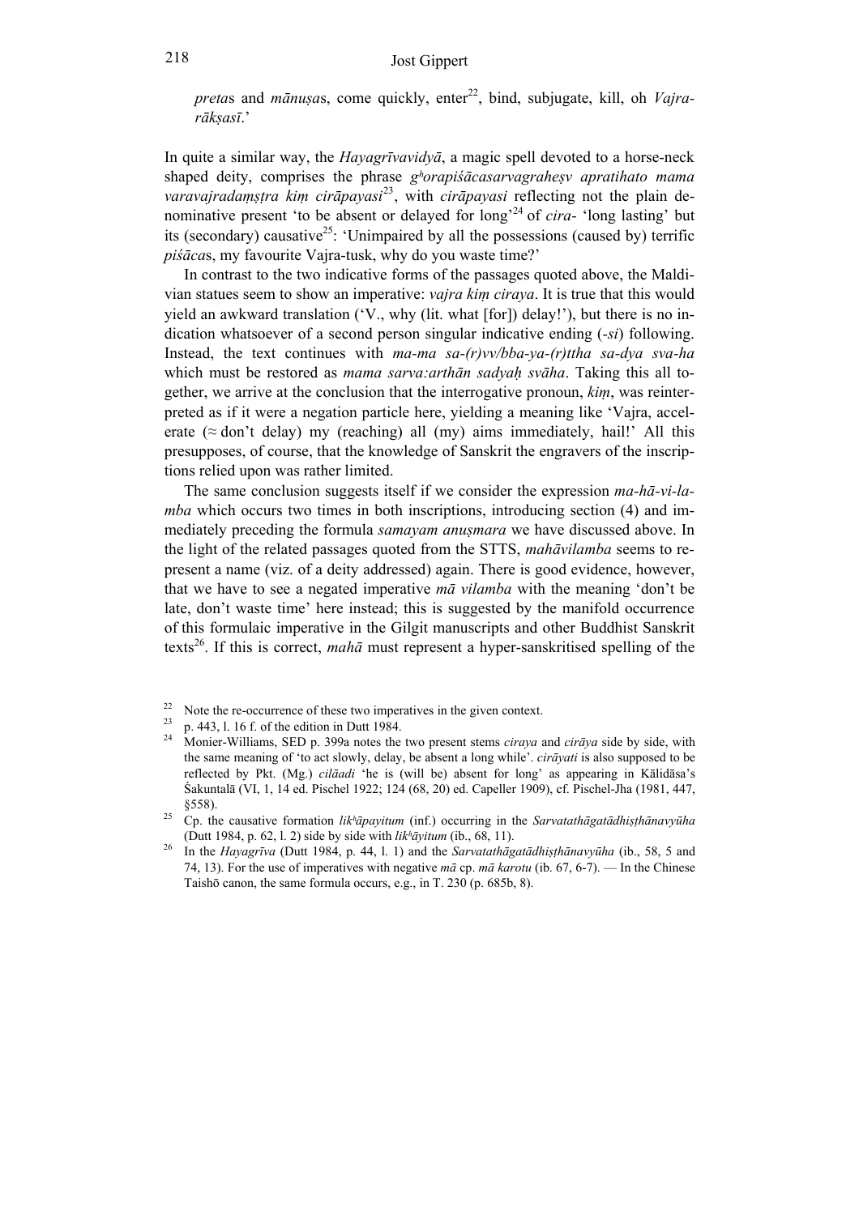*preta*s and *mānuṣa*s, come quickly, enter[22], bind, subjugate, kill, oh *Vajra-rākṣasī*.'

In quite a similar way, the *Hayagrīvavidyā*, a magic spell devoted to a horse-neck shaped deity, comprises the phrase *gʰorapiśācasarvagraheṣv apratihato mama varavajradaṃṣṭra kiṃ cirāpayasi*[23], with *cirāpayasi* reflecting not the plain denominative present 'to be absent or delayed for long'[24] of *cira-* 'long lasting' but its (secondary) causative[25]: 'Unimpaired by all the possessions (caused by) terrific *piśāca*s, my favourite Vajra-tusk, why do you waste time?'

In contrast to the two indicative forms of the passages quoted above, the Maldivian statues seem to show an imperative: *vajra kiṃ ciraya*. It is true that this would yield an awkward translation ('V., why (lit. what [for]) delay!'), but there is no indication whatsoever of a second person singular indicative ending (*-si*) following. Instead, the text continues with *ma-ma sa-(r)vv/bba-ya-(r)ttha sa-dya sva-ha* which must be restored as *mama sarva:arthān sadyaḥ svāha*. Taking this all together, we arrive at the conclusion that the interrogative pronoun, *kiṃ*, was reinterpreted as if it were a negation particle here, yielding a meaning like 'Vajra, accelerate (≈ don't delay) my (reaching) all (my) aims immediately, hail!' All this presupposes, of course, that the knowledge of Sanskrit the engravers of the inscriptions relied upon was rather limited.

The same conclusion suggests itself if we consider the expression *ma-hā-vi-la-mba* which occurs two times in both inscriptions, introducing section (4) and immediately preceding the formula *samayam anuṣmara* we have discussed above. In the light of the related passages quoted from the STTS, *mahāvilamba* seems to represent a name (viz. of a deity addressed) again. There is good evidence, however, that we have to see a negated imperative *mā vilamba* with the meaning 'don't be late, don't waste time' here instead; this is suggested by the manifold occurrence of this formulaic imperative in the Gilgit manuscripts and other Buddhist Sanskrit texts[26]. If this is correct, *mahā* must represent a hyper-sanskritised spelling of the

---

[22] Note the re-occurrence of these two imperatives in the given context.

[23] p. 443, l. 16 f. of the edition in Dutt 1984.

[24] Monier-Williams, SED p. 399a notes the two present stems *ciraya* and *cirāya* side by side, with the same meaning of 'to act slowly, delay, be absent a long while'. *cirāyati* is also supposed to be reflected by Pkt. (Mg.) *cilāadi* 'he is (will be) absent for long' as appearing in Kālidāsa's Śakuntalā (VI, 1, 14 ed. Pischel 1922; 124 (68, 20) ed. Capeller 1909), cf. Pischel-Jha (1981, 447, §558).

[25] Cp. the causative formation *likʰāpayitum* (inf.) occurring in the *Sarvatathāgatādhiṣṭhānavyūha* (Dutt 1984, p. 62, l. 2) side by side with *likʰāyitum* (ib., 68, 11).

[26] In the *Hayagrīva* (Dutt 1984, p. 44, l. 1) and the *Sarvatathāgatādhiṣṭhānavyūha* (ib., 58, 5 and 74, 13). For the use of imperatives with negative *mā* cp. *mā karotu* (ib. 67, 6-7). — In the Chinese Taishō canon, the same formula occurs, e.g., in T. 230 (p. 685b, 8).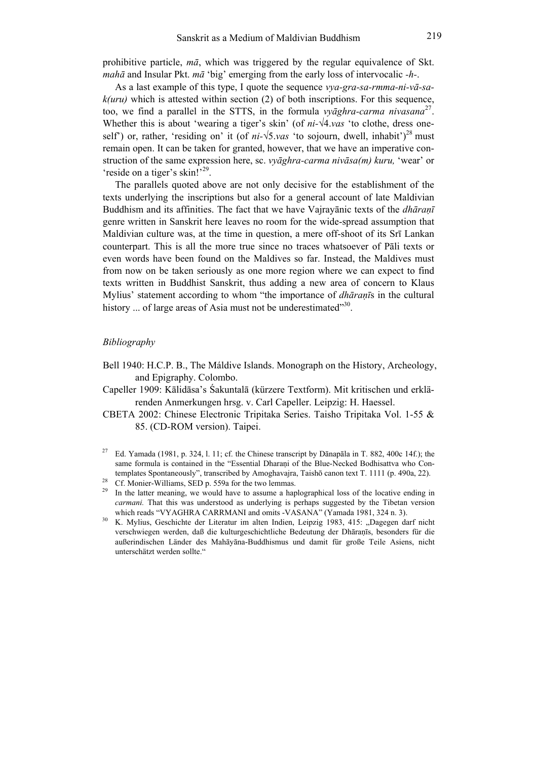prohibitive particle, *mā*, which was triggered by the regular equivalence of Skt. *mahā* and Insular Pkt. *mā* 'big' emerging from the early loss of intervocalic *-h-*.

As a last example of this type, I quote the sequence *vya-gra-sa-rmma-ni-vā-sa-k(uru)* which is attested within section (2) of both inscriptions. For this sequence, too, we find a parallel in the STTS, in the formula *vyāghra-carma nivasana*[27]. Whether this is about 'wearing a tiger's skin' (of *ni-*√4.*vas* 'to clothe, dress oneself') or, rather, 'residing on' it (of *ni-*√5.*vas* 'to sojourn, dwell, inhabit')[28] must remain open. It can be taken for granted, however, that we have an imperative construction of the same expression here, sc. *vyāghra-carma nivāsa(m) kuru,* 'wear' or 'reside on a tiger's skin!'[29].

The parallels quoted above are not only decisive for the establishment of the texts underlying the inscriptions but also for a general account of late Maldivian Buddhism and its affinities. The fact that we have Vajrayānic texts of the *dhāraṇī* genre written in Sanskrit here leaves no room for the wide-spread assumption that Maldivian culture was, at the time in question, a mere off-shoot of its Srī Lankan counterpart. This is all the more true since no traces whatsoever of Pāli texts or even words have been found on the Maldives so far. Instead, the Maldives must from now on be taken seriously as one more region where we can expect to find texts written in Buddhist Sanskrit, thus adding a new area of concern to Klaus Mylius' statement according to whom "the importance of *dhāraṇī*s in the cultural history ... of large areas of Asia must not be underestimated"[30].

### *Bibliography*

Bell 1940: H.C.P. B., The Máldive Islands. Monograph on the History, Archeology, and Epigraphy. Colombo.

Capeller 1909: Kālidāsa's Śakuntalā (kürzere Textform). Mit kritischen und erklärenden Anmerkungen hrsg. v. Carl Capeller. Leipzig: H. Haessel.

CBETA 2002: Chinese Electronic Tripitaka Series. Taisho Tripitaka Vol. 1-55 & 85. (CD-ROM version). Taipei.

---

[27] Ed. Yamada (1981, p. 324, l. 11; cf. the Chinese transcript by Dānapāla in T. 882, 400c 14f.); the same formula is contained in the "Essential Dharaṇi of the Blue-Necked Bodhisattva who Contemplates Spontaneously", transcribed by Amoghavajra, Taishō canon text T. 1111 (p. 490a, 22).

[28] Cf. Monier-Williams, SED p. 559a for the two lemmas.

[29] In the latter meaning, we would have to assume a haplographical loss of the locative ending in *carmani.* That this was understood as underlying is perhaps suggested by the Tibetan version which reads "VYAGHRA CARRMANI and omits -VASANA" (Yamada 1981, 324 n. 3).

[30] K. Mylius, Geschichte der Literatur im alten Indien, Leipzig 1983, 415: „Dagegen darf nicht verschwiegen werden, daß die kulturgeschichtliche Bedeutung der Dhāraṇīs, besonders für die außerindischen Länder des Mahāyāna-Buddhismus und damit für große Teile Asiens, nicht unterschätzt werden sollte."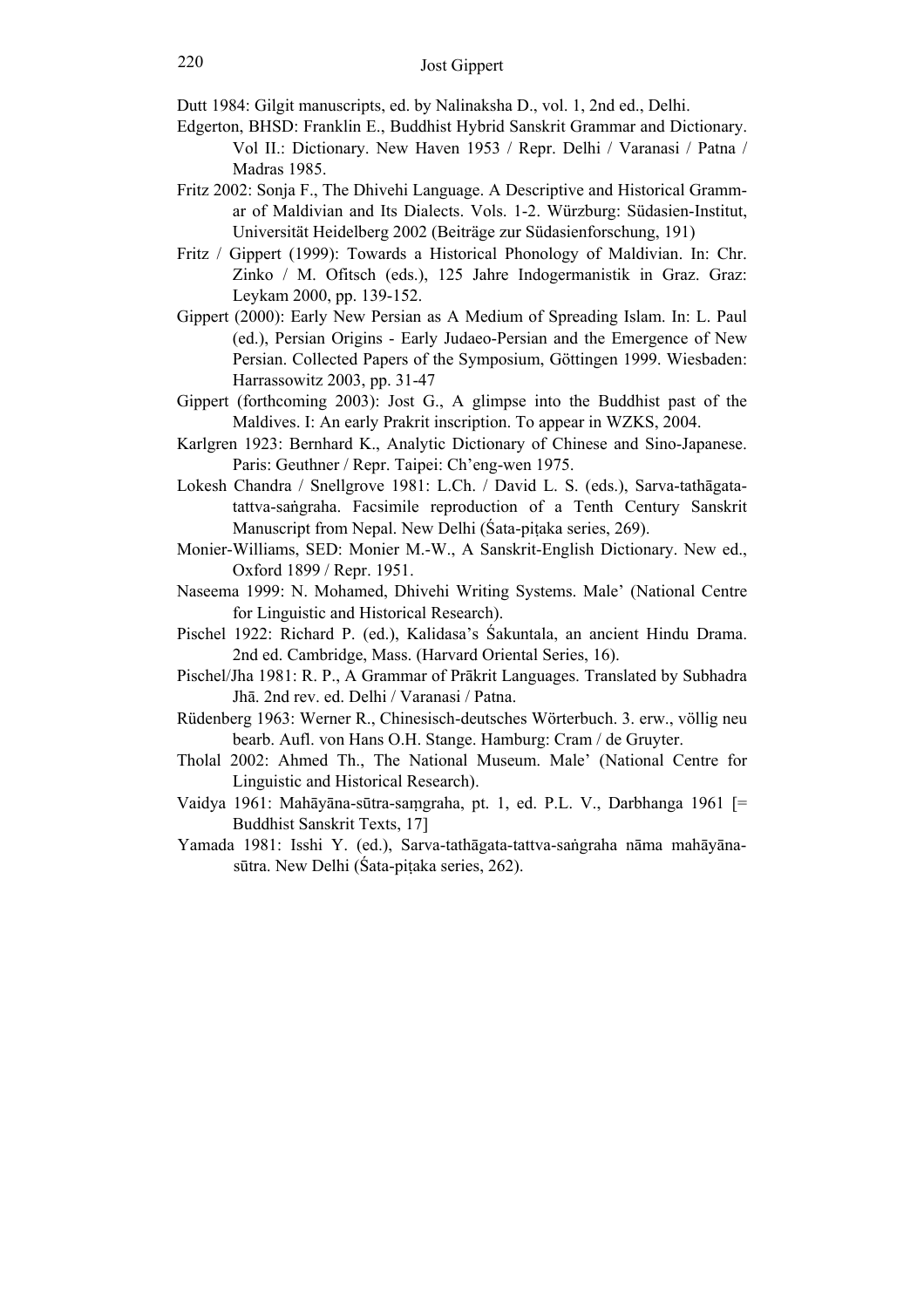Dutt 1984: Gilgit manuscripts, ed. by Nalinaksha D., vol. 1, 2nd ed., Delhi.

Edgerton, BHSD: Franklin E., Buddhist Hybrid Sanskrit Grammar and Dictionary. Vol II.: Dictionary. New Haven 1953 / Repr. Delhi / Varanasi / Patna / Madras 1985.

Fritz 2002: Sonja F., The Dhivehi Language. A Descriptive and Historical Grammar of Maldivian and Its Dialects. Vols. 1-2. Würzburg: Südasien-Institut, Universität Heidelberg 2002 (Beiträge zur Südasienforschung, 191)

Fritz / Gippert (1999): Towards a Historical Phonology of Maldivian. In: Chr. Zinko / M. Ofitsch (eds.), 125 Jahre Indogermanistik in Graz. Graz: Leykam 2000, pp. 139-152.

Gippert (2000): Early New Persian as A Medium of Spreading Islam. In: L. Paul (ed.), Persian Origins - Early Judaeo-Persian and the Emergence of New Persian. Collected Papers of the Symposium, Göttingen 1999. Wiesbaden: Harrassowitz 2003, pp. 31-47

Gippert (forthcoming 2003): Jost G., A glimpse into the Buddhist past of the Maldives. I: An early Prakrit inscription. To appear in WZKS, 2004.

Karlgren 1923: Bernhard K., Analytic Dictionary of Chinese and Sino-Japanese. Paris: Geuthner / Repr. Taipei: Ch'eng-wen 1975.

Lokesh Chandra / Snellgrove 1981: L.Ch. / David L. S. (eds.), Sarva-tathāgata-tattva-saṅgraha. Facsimile reproduction of a Tenth Century Sanskrit Manuscript from Nepal. New Delhi (Śata-piṭaka series, 269).

Monier-Williams, SED: Monier M.-W., A Sanskrit-English Dictionary. New ed., Oxford 1899 / Repr. 1951.

Naseema 1999: N. Mohamed, Dhivehi Writing Systems. Male' (National Centre for Linguistic and Historical Research).

Pischel 1922: Richard P. (ed.), Kalidasa's Śakuntala, an ancient Hindu Drama. 2nd ed. Cambridge, Mass. (Harvard Oriental Series, 16).

Pischel/Jha 1981: R. P., A Grammar of Prākrit Languages. Translated by Subhadra Jhā. 2nd rev. ed. Delhi / Varanasi / Patna.

Rüdenberg 1963: Werner R., Chinesisch-deutsches Wörterbuch. 3. erw., völlig neu bearb. Aufl. von Hans O.H. Stange. Hamburg: Cram / de Gruyter.

Tholal 2002: Ahmed Th., The National Museum. Male' (National Centre for Linguistic and Historical Research).

Vaidya 1961: Mahāyāna-sūtra-saṃgraha, pt. 1, ed. P.L. V., Darbhanga 1961 [= Buddhist Sanskrit Texts, 17]

Yamada 1981: Isshi Y. (ed.), Sarva-tathāgata-tattva-saṅgraha nāma mahāyāna-sūtra. New Delhi (Śata-piṭaka series, 262).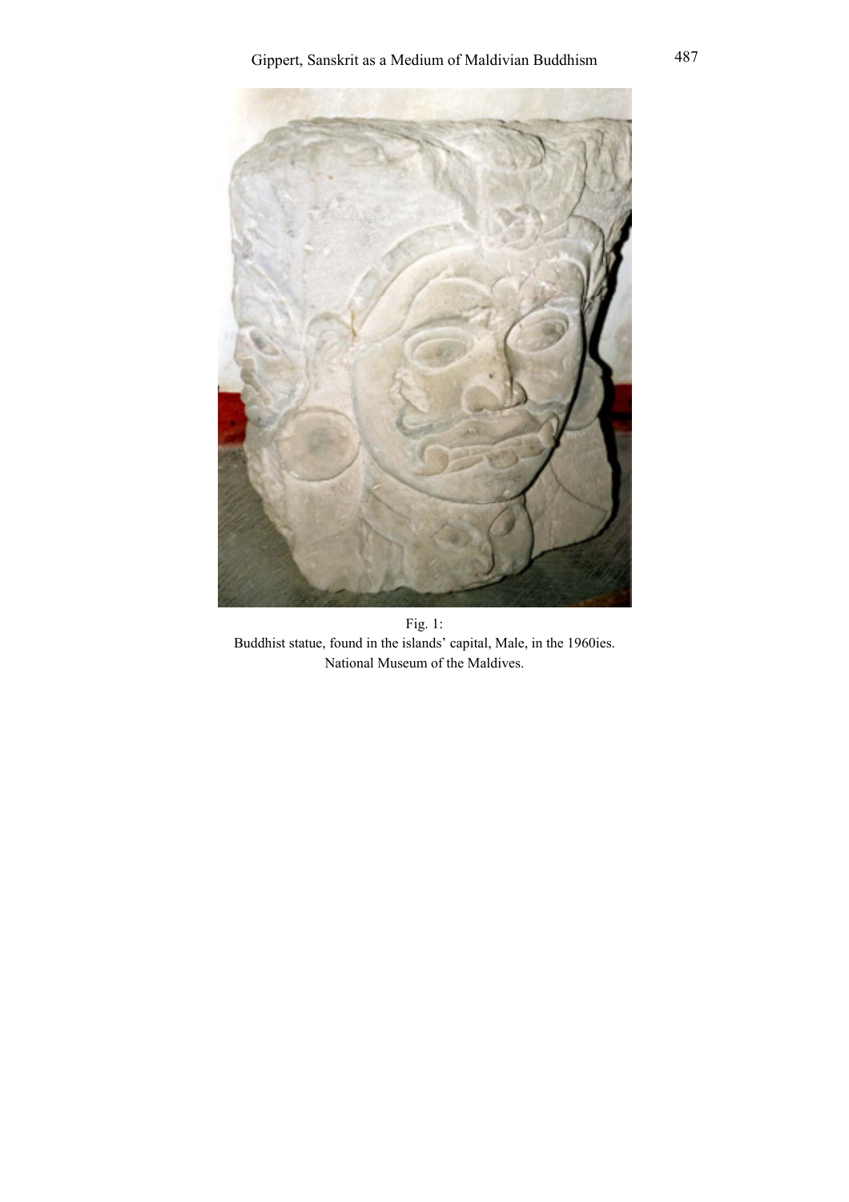Fig. 1:
Buddhist statue, found in the islands' capital, Male, in the 1960ies.
National Museum of the Maldives.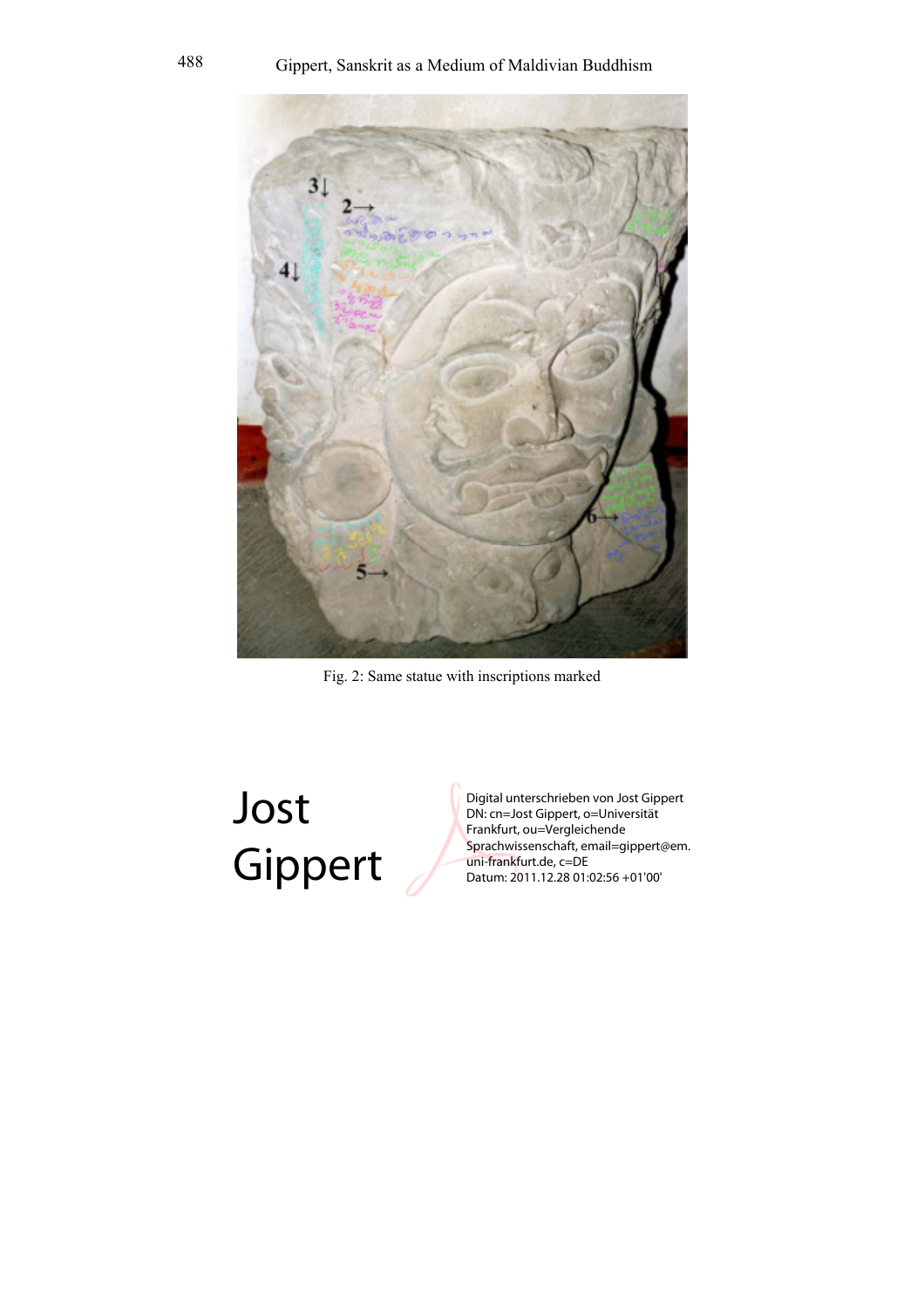Fig. 2: Same statue with inscriptions marked

Jost Gippert

Digital unterschrieben von Jost Gippert
DN: cn=Jost Gippert, o=Universität Frankfurt, ou=Vergleichende Sprachwissenschaft, email=gippert@em.uni-frankfurt.de, c=DE
Datum: 2011.12.28 01:02:56 +01'00'